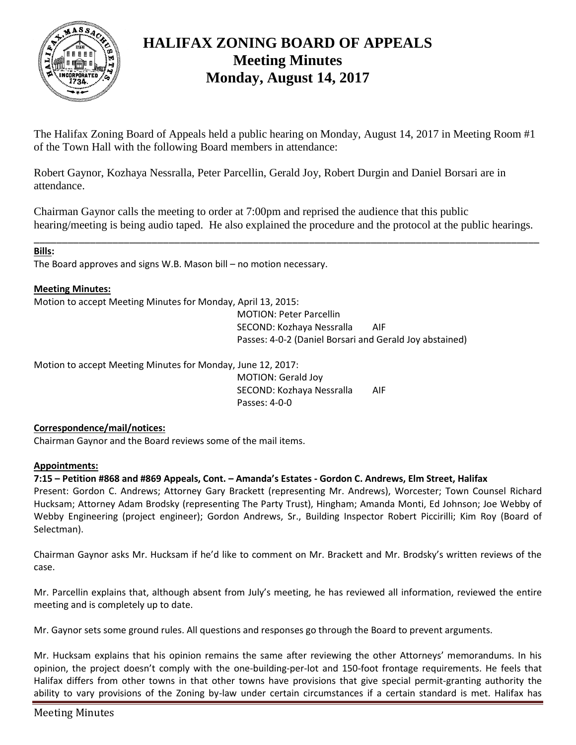# HALIFAX ZONING BOARD OF APPEALS
## Meeting Minutes
## Monday, August 14, 2017

The Halifax Zoning Board of Appeals held a public hearing on Monday, August 14, 2017 in Meeting Room #1 of the Town Hall with the following Board members in attendance:

Robert Gaynor, Kozhaya Nessralla, Peter Parcellin, Gerald Joy, Robert Durgin and Daniel Borsari are in attendance.

Chairman Gaynor calls the meeting to order at 7:00pm and reprised the audience that this public hearing/meeting is being audio taped. He also explained the procedure and the protocol at the public hearings.

---

**Bills:**

The Board approves and signs W.B. Mason bill – no motion necessary.

**Meeting Minutes:**

Motion to accept Meeting Minutes for Monday, April 13, 2015:

MOTION: Peter Parcellin
SECOND: Kozhaya Nessralla AIF
Passes: 4-0-2 (Daniel Borsari and Gerald Joy abstained)

Motion to accept Meeting Minutes for Monday, June 12, 2017:

MOTION: Gerald Joy
SECOND: Kozhaya Nessralla AIF
Passes: 4-0-0

**Correspondence/mail/notices:**

Chairman Gaynor and the Board reviews some of the mail items.

**Appointments:**

**7:15 – Petition #868 and #869 Appeals, Cont. – Amanda's Estates - Gordon C. Andrews, Elm Street, Halifax**

Present: Gordon C. Andrews; Attorney Gary Brackett (representing Mr. Andrews), Worcester; Town Counsel Richard Hucksam; Attorney Adam Brodsky (representing The Party Trust), Hingham; Amanda Monti, Ed Johnson; Joe Webby of Webby Engineering (project engineer); Gordon Andrews, Sr., Building Inspector Robert Piccirilli; Kim Roy (Board of Selectman).

Chairman Gaynor asks Mr. Hucksam if he'd like to comment on Mr. Brackett and Mr. Brodsky's written reviews of the case.

Mr. Parcellin explains that, although absent from July's meeting, he has reviewed all information, reviewed the entire meeting and is completely up to date.

Mr. Gaynor sets some ground rules. All questions and responses go through the Board to prevent arguments.

Mr. Hucksam explains that his opinion remains the same after reviewing the other Attorneys' memorandums. In his opinion, the project doesn't comply with the one-building-per-lot and 150-foot frontage requirements. He feels that Halifax differs from other towns in that other towns have provisions that give special permit-granting authority the ability to vary provisions of the Zoning by-law under certain circumstances if a certain standard is met. Halifax has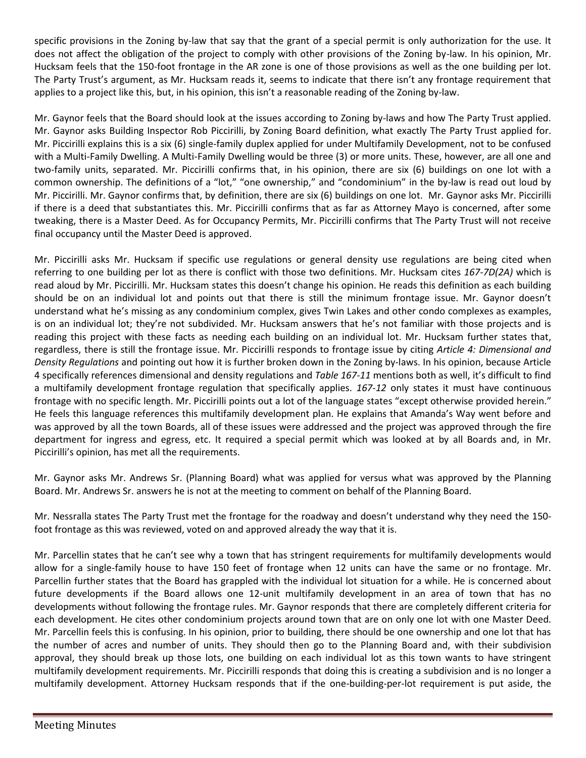specific provisions in the Zoning by-law that say that the grant of a special permit is only authorization for the use. It does not affect the obligation of the project to comply with other provisions of the Zoning by-law. In his opinion, Mr. Hucksam feels that the 150-foot frontage in the AR zone is one of those provisions as well as the one building per lot. The Party Trust's argument, as Mr. Hucksam reads it, seems to indicate that there isn't any frontage requirement that applies to a project like this, but, in his opinion, this isn't a reasonable reading of the Zoning by-law.

Mr. Gaynor feels that the Board should look at the issues according to Zoning by-laws and how The Party Trust applied. Mr. Gaynor asks Building Inspector Rob Piccirilli, by Zoning Board definition, what exactly The Party Trust applied for. Mr. Piccirilli explains this is a six (6) single-family duplex applied for under Multifamily Development, not to be confused with a Multi-Family Dwelling. A Multi-Family Dwelling would be three (3) or more units. These, however, are all one and two-family units, separated. Mr. Piccirilli confirms that, in his opinion, there are six (6) buildings on one lot with a common ownership. The definitions of a "lot," "one ownership," and "condominium" in the by-law is read out loud by Mr. Piccirilli. Mr. Gaynor confirms that, by definition, there are six (6) buildings on one lot. Mr. Gaynor asks Mr. Piccirilli if there is a deed that substantiates this. Mr. Piccirilli confirms that as far as Attorney Mayo is concerned, after some tweaking, there is a Master Deed. As for Occupancy Permits, Mr. Piccirilli confirms that The Party Trust will not receive final occupancy until the Master Deed is approved.

Mr. Piccirilli asks Mr. Hucksam if specific use regulations or general density use regulations are being cited when referring to one building per lot as there is conflict with those two definitions. Mr. Hucksam cites *167-7D(2A)* which is read aloud by Mr. Piccirilli. Mr. Hucksam states this doesn't change his opinion. He reads this definition as each building should be on an individual lot and points out that there is still the minimum frontage issue. Mr. Gaynor doesn't understand what he's missing as any condominium complex, gives Twin Lakes and other condo complexes as examples, is on an individual lot; they're not subdivided. Mr. Hucksam answers that he's not familiar with those projects and is reading this project with these facts as needing each building on an individual lot. Mr. Hucksam further states that, regardless, there is still the frontage issue. Mr. Piccirilli responds to frontage issue by citing *Article 4: Dimensional and Density Regulations* and pointing out how it is further broken down in the Zoning by-laws. In his opinion, because Article 4 specifically references dimensional and density regulations and *Table 167-11* mentions both as well, it's difficult to find a multifamily development frontage regulation that specifically applies. *167-12* only states it must have continuous frontage with no specific length. Mr. Piccirilli points out a lot of the language states "except otherwise provided herein." He feels this language references this multifamily development plan. He explains that Amanda's Way went before and was approved by all the town Boards, all of these issues were addressed and the project was approved through the fire department for ingress and egress, etc. It required a special permit which was looked at by all Boards and, in Mr. Piccirilli's opinion, has met all the requirements.

Mr. Gaynor asks Mr. Andrews Sr. (Planning Board) what was applied for versus what was approved by the Planning Board. Mr. Andrews Sr. answers he is not at the meeting to comment on behalf of the Planning Board.

Mr. Nessralla states The Party Trust met the frontage for the roadway and doesn't understand why they need the 150-foot frontage as this was reviewed, voted on and approved already the way that it is.

Mr. Parcellin states that he can't see why a town that has stringent requirements for multifamily developments would allow for a single-family house to have 150 feet of frontage when 12 units can have the same or no frontage. Mr. Parcellin further states that the Board has grappled with the individual lot situation for a while. He is concerned about future developments if the Board allows one 12-unit multifamily development in an area of town that has no developments without following the frontage rules. Mr. Gaynor responds that there are completely different criteria for each development. He cites other condominium projects around town that are on only one lot with one Master Deed. Mr. Parcellin feels this is confusing. In his opinion, prior to building, there should be one ownership and one lot that has the number of acres and number of units. They should then go to the Planning Board and, with their subdivision approval, they should break up those lots, one building on each individual lot as this town wants to have stringent multifamily development requirements. Mr. Piccirilli responds that doing this is creating a subdivision and is no longer a multifamily development. Attorney Hucksam responds that if the one-building-per-lot requirement is put aside, the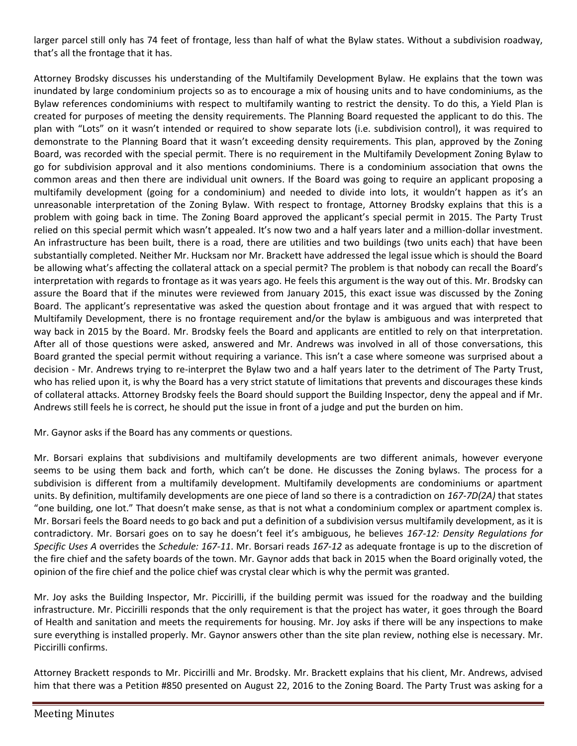larger parcel still only has 74 feet of frontage, less than half of what the Bylaw states. Without a subdivision roadway, that's all the frontage that it has.

Attorney Brodsky discusses his understanding of the Multifamily Development Bylaw. He explains that the town was inundated by large condominium projects so as to encourage a mix of housing units and to have condominiums, as the Bylaw references condominiums with respect to multifamily wanting to restrict the density. To do this, a Yield Plan is created for purposes of meeting the density requirements. The Planning Board requested the applicant to do this. The plan with "Lots" on it wasn't intended or required to show separate lots (i.e. subdivision control), it was required to demonstrate to the Planning Board that it wasn't exceeding density requirements. This plan, approved by the Zoning Board, was recorded with the special permit. There is no requirement in the Multifamily Development Zoning Bylaw to go for subdivision approval and it also mentions condominiums. There is a condominium association that owns the common areas and then there are individual unit owners. If the Board was going to require an applicant proposing a multifamily development (going for a condominium) and needed to divide into lots, it wouldn't happen as it's an unreasonable interpretation of the Zoning Bylaw. With respect to frontage, Attorney Brodsky explains that this is a problem with going back in time. The Zoning Board approved the applicant's special permit in 2015. The Party Trust relied on this special permit which wasn't appealed. It's now two and a half years later and a million-dollar investment. An infrastructure has been built, there is a road, there are utilities and two buildings (two units each) that have been substantially completed. Neither Mr. Hucksam nor Mr. Brackett have addressed the legal issue which is should the Board be allowing what's affecting the collateral attack on a special permit? The problem is that nobody can recall the Board's interpretation with regards to frontage as it was years ago. He feels this argument is the way out of this. Mr. Brodsky can assure the Board that if the minutes were reviewed from January 2015, this exact issue was discussed by the Zoning Board. The applicant's representative was asked the question about frontage and it was argued that with respect to Multifamily Development, there is no frontage requirement and/or the bylaw is ambiguous and was interpreted that way back in 2015 by the Board. Mr. Brodsky feels the Board and applicants are entitled to rely on that interpretation. After all of those questions were asked, answered and Mr. Andrews was involved in all of those conversations, this Board granted the special permit without requiring a variance. This isn't a case where someone was surprised about a decision - Mr. Andrews trying to re-interpret the Bylaw two and a half years later to the detriment of The Party Trust, who has relied upon it, is why the Board has a very strict statute of limitations that prevents and discourages these kinds of collateral attacks. Attorney Brodsky feels the Board should support the Building Inspector, deny the appeal and if Mr. Andrews still feels he is correct, he should put the issue in front of a judge and put the burden on him.

Mr. Gaynor asks if the Board has any comments or questions.

Mr. Borsari explains that subdivisions and multifamily developments are two different animals, however everyone seems to be using them back and forth, which can't be done. He discusses the Zoning bylaws. The process for a subdivision is different from a multifamily development. Multifamily developments are condominiums or apartment units. By definition, multifamily developments are one piece of land so there is a contradiction on *167-7D(2A)* that states "one building, one lot." That doesn't make sense, as that is not what a condominium complex or apartment complex is. Mr. Borsari feels the Board needs to go back and put a definition of a subdivision versus multifamily development, as it is contradictory. Mr. Borsari goes on to say he doesn't feel it's ambiguous, he believes *167-12: Density Regulations for Specific Uses A* overrides the *Schedule: 167-11*. Mr. Borsari reads *167-12* as adequate frontage is up to the discretion of the fire chief and the safety boards of the town. Mr. Gaynor adds that back in 2015 when the Board originally voted, the opinion of the fire chief and the police chief was crystal clear which is why the permit was granted.

Mr. Joy asks the Building Inspector, Mr. Piccirilli, if the building permit was issued for the roadway and the building infrastructure. Mr. Piccirilli responds that the only requirement is that the project has water, it goes through the Board of Health and sanitation and meets the requirements for housing. Mr. Joy asks if there will be any inspections to make sure everything is installed properly. Mr. Gaynor answers other than the site plan review, nothing else is necessary. Mr. Piccirilli confirms.

Attorney Brackett responds to Mr. Piccirilli and Mr. Brodsky. Mr. Brackett explains that his client, Mr. Andrews, advised him that there was a Petition #850 presented on August 22, 2016 to the Zoning Board. The Party Trust was asking for a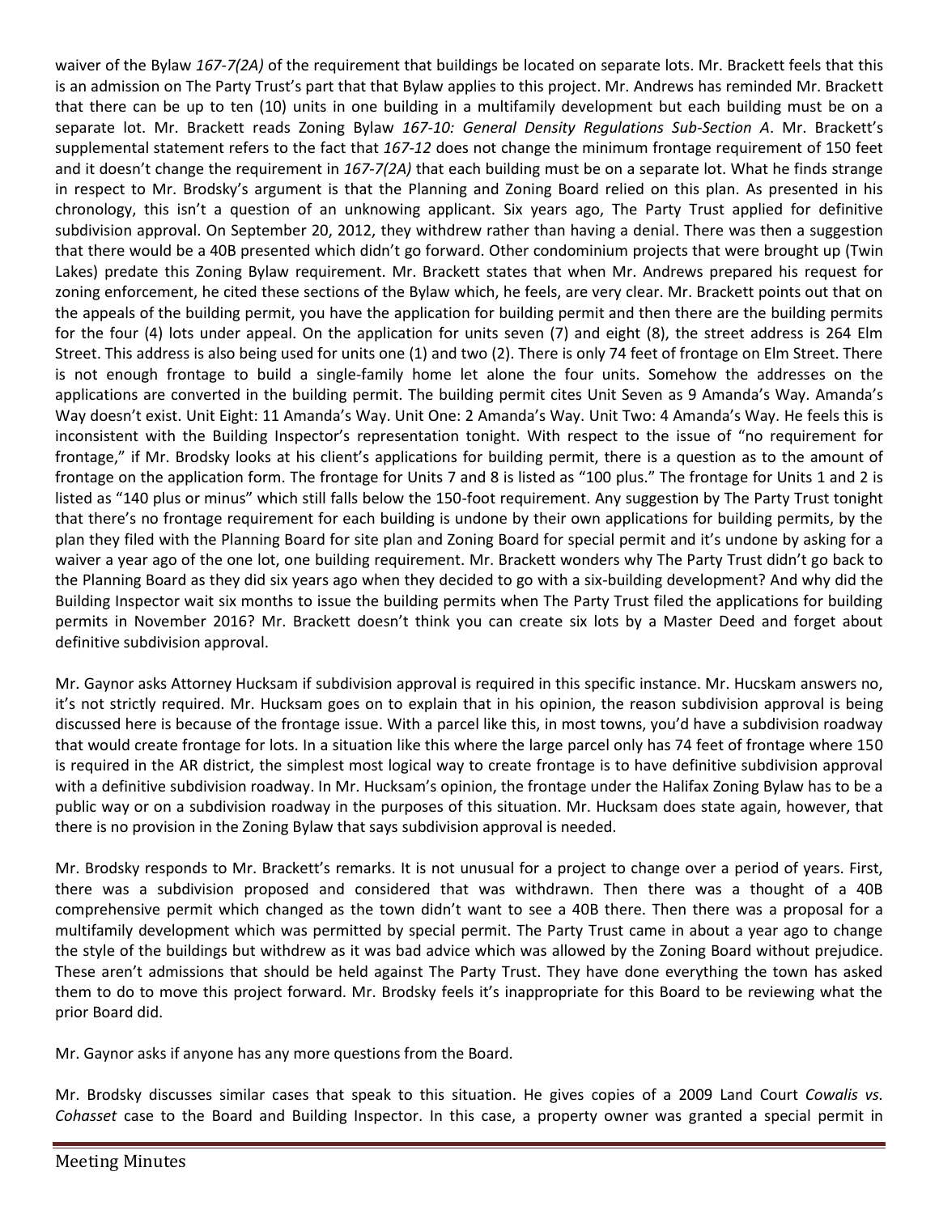waiver of the Bylaw *167-7(2A)* of the requirement that buildings be located on separate lots. Mr. Brackett feels that this is an admission on The Party Trust's part that that Bylaw applies to this project. Mr. Andrews has reminded Mr. Brackett that there can be up to ten (10) units in one building in a multifamily development but each building must be on a separate lot. Mr. Brackett reads Zoning Bylaw *167-10: General Density Regulations Sub-Section A*. Mr. Brackett's supplemental statement refers to the fact that *167-12* does not change the minimum frontage requirement of 150 feet and it doesn't change the requirement in *167-7(2A)* that each building must be on a separate lot. What he finds strange in respect to Mr. Brodsky's argument is that the Planning and Zoning Board relied on this plan. As presented in his chronology, this isn't a question of an unknowing applicant. Six years ago, The Party Trust applied for definitive subdivision approval. On September 20, 2012, they withdrew rather than having a denial. There was then a suggestion that there would be a 40B presented which didn't go forward. Other condominium projects that were brought up (Twin Lakes) predate this Zoning Bylaw requirement. Mr. Brackett states that when Mr. Andrews prepared his request for zoning enforcement, he cited these sections of the Bylaw which, he feels, are very clear. Mr. Brackett points out that on the appeals of the building permit, you have the application for building permit and then there are the building permits for the four (4) lots under appeal. On the application for units seven (7) and eight (8), the street address is 264 Elm Street. This address is also being used for units one (1) and two (2). There is only 74 feet of frontage on Elm Street. There is not enough frontage to build a single-family home let alone the four units. Somehow the addresses on the applications are converted in the building permit. The building permit cites Unit Seven as 9 Amanda's Way. Amanda's Way doesn't exist. Unit Eight: 11 Amanda's Way. Unit One: 2 Amanda's Way. Unit Two: 4 Amanda's Way. He feels this is inconsistent with the Building Inspector's representation tonight. With respect to the issue of "no requirement for frontage," if Mr. Brodsky looks at his client's applications for building permit, there is a question as to the amount of frontage on the application form. The frontage for Units 7 and 8 is listed as "100 plus." The frontage for Units 1 and 2 is listed as "140 plus or minus" which still falls below the 150-foot requirement. Any suggestion by The Party Trust tonight that there's no frontage requirement for each building is undone by their own applications for building permits, by the plan they filed with the Planning Board for site plan and Zoning Board for special permit and it's undone by asking for a waiver a year ago of the one lot, one building requirement. Mr. Brackett wonders why The Party Trust didn't go back to the Planning Board as they did six years ago when they decided to go with a six-building development? And why did the Building Inspector wait six months to issue the building permits when The Party Trust filed the applications for building permits in November 2016? Mr. Brackett doesn't think you can create six lots by a Master Deed and forget about definitive subdivision approval.

Mr. Gaynor asks Attorney Hucksam if subdivision approval is required in this specific instance. Mr. Hucskam answers no, it's not strictly required. Mr. Hucksam goes on to explain that in his opinion, the reason subdivision approval is being discussed here is because of the frontage issue. With a parcel like this, in most towns, you'd have a subdivision roadway that would create frontage for lots. In a situation like this where the large parcel only has 74 feet of frontage where 150 is required in the AR district, the simplest most logical way to create frontage is to have definitive subdivision approval with a definitive subdivision roadway. In Mr. Hucksam's opinion, the frontage under the Halifax Zoning Bylaw has to be a public way or on a subdivision roadway in the purposes of this situation. Mr. Hucksam does state again, however, that there is no provision in the Zoning Bylaw that says subdivision approval is needed.

Mr. Brodsky responds to Mr. Brackett's remarks. It is not unusual for a project to change over a period of years. First, there was a subdivision proposed and considered that was withdrawn. Then there was a thought of a 40B comprehensive permit which changed as the town didn't want to see a 40B there. Then there was a proposal for a multifamily development which was permitted by special permit. The Party Trust came in about a year ago to change the style of the buildings but withdrew as it was bad advice which was allowed by the Zoning Board without prejudice. These aren't admissions that should be held against The Party Trust. They have done everything the town has asked them to do to move this project forward. Mr. Brodsky feels it's inappropriate for this Board to be reviewing what the prior Board did.

Mr. Gaynor asks if anyone has any more questions from the Board.

Mr. Brodsky discusses similar cases that speak to this situation. He gives copies of a 2009 Land Court *Cowalis vs. Cohasset* case to the Board and Building Inspector. In this case, a property owner was granted a special permit in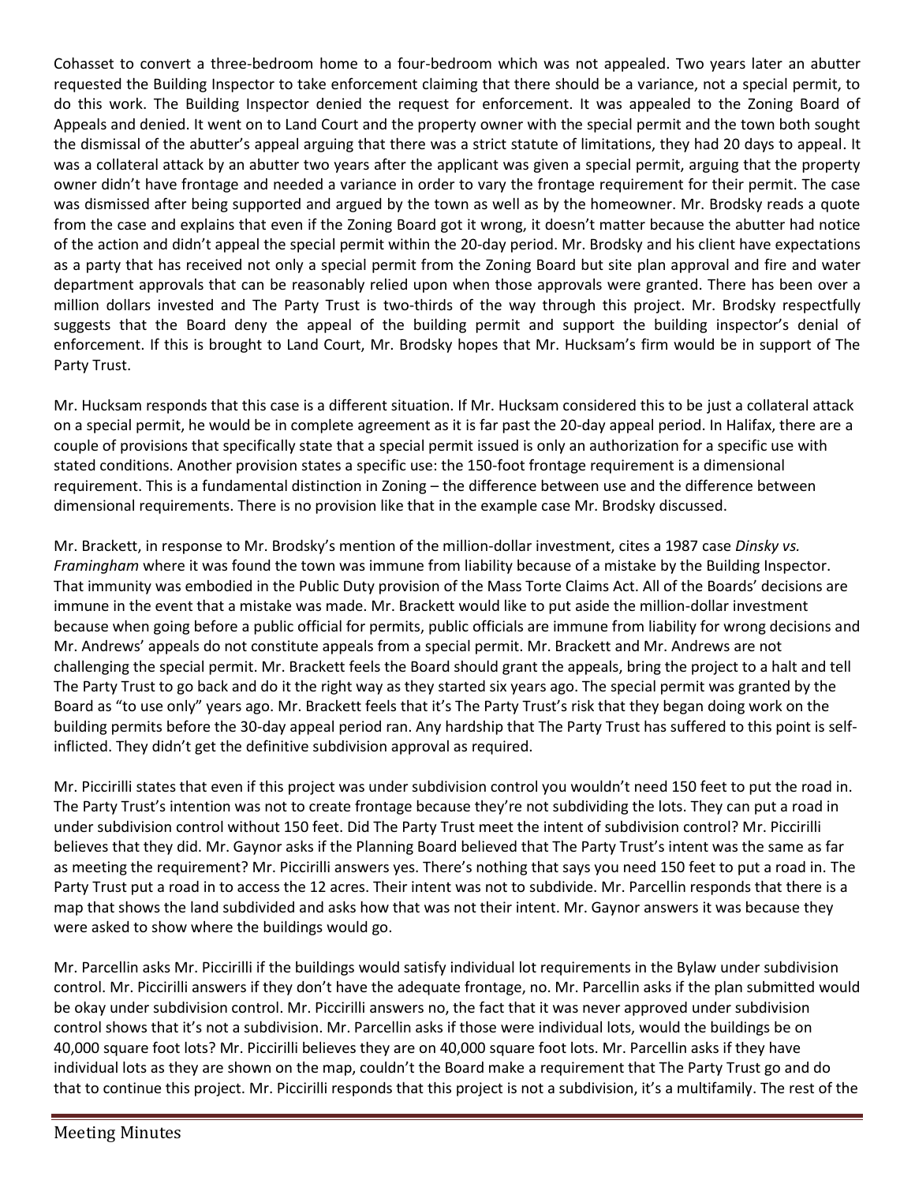Cohasset to convert a three-bedroom home to a four-bedroom which was not appealed. Two years later an abutter requested the Building Inspector to take enforcement claiming that there should be a variance, not a special permit, to do this work. The Building Inspector denied the request for enforcement. It was appealed to the Zoning Board of Appeals and denied. It went on to Land Court and the property owner with the special permit and the town both sought the dismissal of the abutter's appeal arguing that there was a strict statute of limitations, they had 20 days to appeal. It was a collateral attack by an abutter two years after the applicant was given a special permit, arguing that the property owner didn't have frontage and needed a variance in order to vary the frontage requirement for their permit. The case was dismissed after being supported and argued by the town as well as by the homeowner. Mr. Brodsky reads a quote from the case and explains that even if the Zoning Board got it wrong, it doesn't matter because the abutter had notice of the action and didn't appeal the special permit within the 20-day period. Mr. Brodsky and his client have expectations as a party that has received not only a special permit from the Zoning Board but site plan approval and fire and water department approvals that can be reasonably relied upon when those approvals were granted. There has been over a million dollars invested and The Party Trust is two-thirds of the way through this project. Mr. Brodsky respectfully suggests that the Board deny the appeal of the building permit and support the building inspector's denial of enforcement. If this is brought to Land Court, Mr. Brodsky hopes that Mr. Hucksam's firm would be in support of The Party Trust.

Mr. Hucksam responds that this case is a different situation. If Mr. Hucksam considered this to be just a collateral attack on a special permit, he would be in complete agreement as it is far past the 20-day appeal period. In Halifax, there are a couple of provisions that specifically state that a special permit issued is only an authorization for a specific use with stated conditions. Another provision states a specific use: the 150-foot frontage requirement is a dimensional requirement. This is a fundamental distinction in Zoning – the difference between use and the difference between dimensional requirements. There is no provision like that in the example case Mr. Brodsky discussed.

Mr. Brackett, in response to Mr. Brodsky's mention of the million-dollar investment, cites a 1987 case *Dinsky vs. Framingham* where it was found the town was immune from liability because of a mistake by the Building Inspector. That immunity was embodied in the Public Duty provision of the Mass Torte Claims Act. All of the Boards' decisions are immune in the event that a mistake was made. Mr. Brackett would like to put aside the million-dollar investment because when going before a public official for permits, public officials are immune from liability for wrong decisions and Mr. Andrews' appeals do not constitute appeals from a special permit. Mr. Brackett and Mr. Andrews are not challenging the special permit. Mr. Brackett feels the Board should grant the appeals, bring the project to a halt and tell The Party Trust to go back and do it the right way as they started six years ago. The special permit was granted by the Board as "to use only" years ago. Mr. Brackett feels that it's The Party Trust's risk that they began doing work on the building permits before the 30-day appeal period ran. Any hardship that The Party Trust has suffered to this point is self-inflicted. They didn't get the definitive subdivision approval as required.

Mr. Piccirilli states that even if this project was under subdivision control you wouldn't need 150 feet to put the road in. The Party Trust's intention was not to create frontage because they're not subdividing the lots. They can put a road in under subdivision control without 150 feet. Did The Party Trust meet the intent of subdivision control? Mr. Piccirilli believes that they did. Mr. Gaynor asks if the Planning Board believed that The Party Trust's intent was the same as far as meeting the requirement? Mr. Piccirilli answers yes. There's nothing that says you need 150 feet to put a road in. The Party Trust put a road in to access the 12 acres. Their intent was not to subdivide. Mr. Parcellin responds that there is a map that shows the land subdivided and asks how that was not their intent. Mr. Gaynor answers it was because they were asked to show where the buildings would go.

Mr. Parcellin asks Mr. Piccirilli if the buildings would satisfy individual lot requirements in the Bylaw under subdivision control. Mr. Piccirilli answers if they don't have the adequate frontage, no. Mr. Parcellin asks if the plan submitted would be okay under subdivision control. Mr. Piccirilli answers no, the fact that it was never approved under subdivision control shows that it's not a subdivision. Mr. Parcellin asks if those were individual lots, would the buildings be on 40,000 square foot lots? Mr. Piccirilli believes they are on 40,000 square foot lots. Mr. Parcellin asks if they have individual lots as they are shown on the map, couldn't the Board make a requirement that The Party Trust go and do that to continue this project. Mr. Piccirilli responds that this project is not a subdivision, it's a multifamily. The rest of the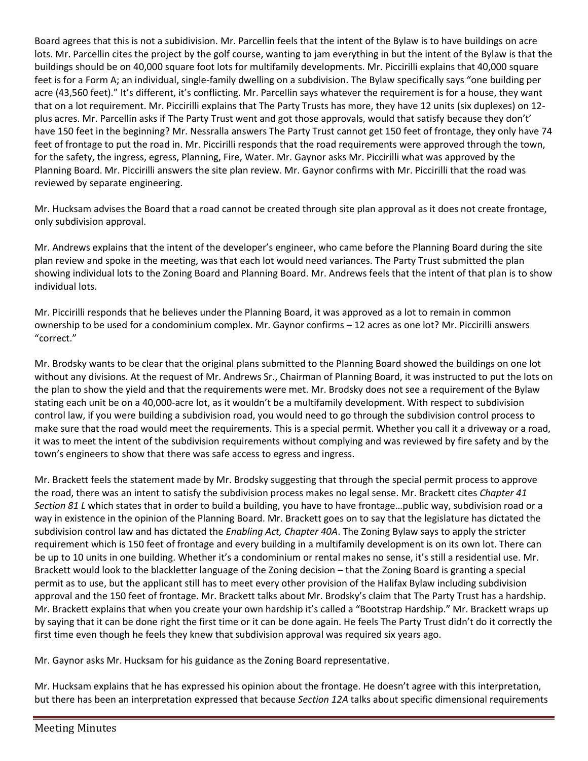Board agrees that this is not a subidivision. Mr. Parcellin feels that the intent of the Bylaw is to have buildings on acre lots. Mr. Parcellin cites the project by the golf course, wanting to jam everything in but the intent of the Bylaw is that the buildings should be on 40,000 square foot lots for multifamily developments. Mr. Piccirilli explains that 40,000 square feet is for a Form A; an individual, single-family dwelling on a subdivision. The Bylaw specifically says "one building per acre (43,560 feet)." It's different, it's conflicting. Mr. Parcellin says whatever the requirement is for a house, they want that on a lot requirement. Mr. Piccirilli explains that The Party Trusts has more, they have 12 units (six duplexes) on 12-plus acres. Mr. Parcellin asks if The Party Trust went and got those approvals, would that satisfy because they don't' have 150 feet in the beginning? Mr. Nessralla answers The Party Trust cannot get 150 feet of frontage, they only have 74 feet of frontage to put the road in. Mr. Piccirilli responds that the road requirements were approved through the town, for the safety, the ingress, egress, Planning, Fire, Water. Mr. Gaynor asks Mr. Piccirilli what was approved by the Planning Board. Mr. Piccirilli answers the site plan review. Mr. Gaynor confirms with Mr. Piccirilli that the road was reviewed by separate engineering.

Mr. Hucksam advises the Board that a road cannot be created through site plan approval as it does not create frontage, only subdivision approval.

Mr. Andrews explains that the intent of the developer's engineer, who came before the Planning Board during the site plan review and spoke in the meeting, was that each lot would need variances. The Party Trust submitted the plan showing individual lots to the Zoning Board and Planning Board. Mr. Andrews feels that the intent of that plan is to show individual lots.

Mr. Piccirilli responds that he believes under the Planning Board, it was approved as a lot to remain in common ownership to be used for a condominium complex. Mr. Gaynor confirms – 12 acres as one lot? Mr. Piccirilli answers "correct."

Mr. Brodsky wants to be clear that the original plans submitted to the Planning Board showed the buildings on one lot without any divisions. At the request of Mr. Andrews Sr., Chairman of Planning Board, it was instructed to put the lots on the plan to show the yield and that the requirements were met. Mr. Brodsky does not see a requirement of the Bylaw stating each unit be on a 40,000-acre lot, as it wouldn't be a multifamily development. With respect to subdivision control law, if you were building a subdivision road, you would need to go through the subdivision control process to make sure that the road would meet the requirements. This is a special permit. Whether you call it a driveway or a road, it was to meet the intent of the subdivision requirements without complying and was reviewed by fire safety and by the town's engineers to show that there was safe access to egress and ingress.

Mr. Brackett feels the statement made by Mr. Brodsky suggesting that through the special permit process to approve the road, there was an intent to satisfy the subdivision process makes no legal sense. Mr. Brackett cites *Chapter 41 Section 81 L* which states that in order to build a building, you have to have frontage…public way, subdivision road or a way in existence in the opinion of the Planning Board. Mr. Brackett goes on to say that the legislature has dictated the subdivision control law and has dictated the *Enabling Act, Chapter 40A*. The Zoning Bylaw says to apply the stricter requirement which is 150 feet of frontage and every building in a multifamily development is on its own lot. There can be up to 10 units in one building. Whether it's a condominium or rental makes no sense, it's still a residential use. Mr. Brackett would look to the blackletter language of the Zoning decision – that the Zoning Board is granting a special permit as to use, but the applicant still has to meet every other provision of the Halifax Bylaw including subdivision approval and the 150 feet of frontage. Mr. Brackett talks about Mr. Brodsky's claim that The Party Trust has a hardship. Mr. Brackett explains that when you create your own hardship it's called a "Bootstrap Hardship." Mr. Brackett wraps up by saying that it can be done right the first time or it can be done again. He feels The Party Trust didn't do it correctly the first time even though he feels they knew that subdivision approval was required six years ago.

Mr. Gaynor asks Mr. Hucksam for his guidance as the Zoning Board representative.

Mr. Hucksam explains that he has expressed his opinion about the frontage. He doesn't agree with this interpretation, but there has been an interpretation expressed that because *Section 12A* talks about specific dimensional requirements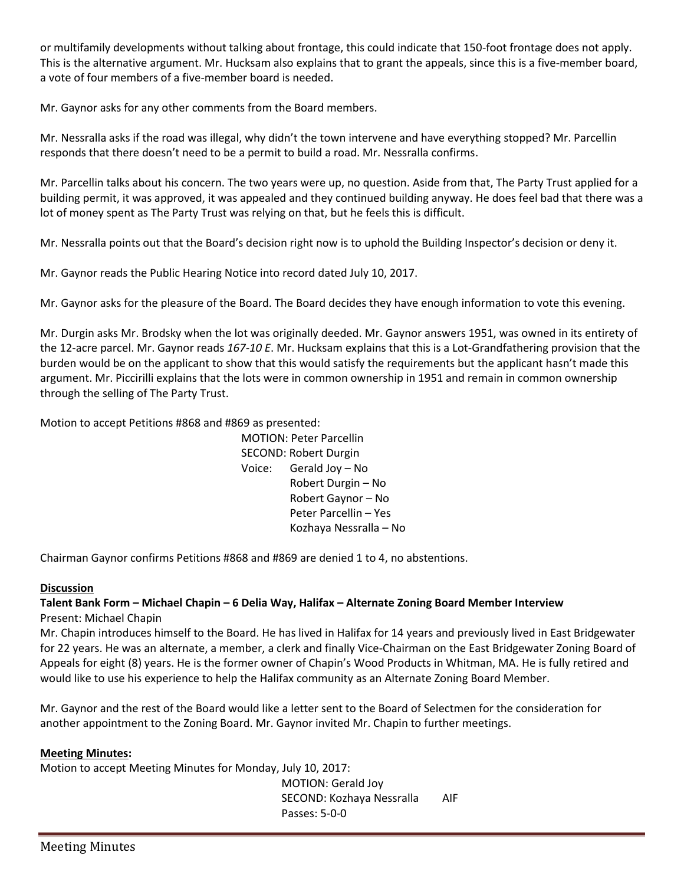or multifamily developments without talking about frontage, this could indicate that 150-foot frontage does not apply. This is the alternative argument. Mr. Hucksam also explains that to grant the appeals, since this is a five-member board, a vote of four members of a five-member board is needed.

Mr. Gaynor asks for any other comments from the Board members.

Mr. Nessralla asks if the road was illegal, why didn't the town intervene and have everything stopped? Mr. Parcellin responds that there doesn't need to be a permit to build a road. Mr. Nessralla confirms.

Mr. Parcellin talks about his concern. The two years were up, no question. Aside from that, The Party Trust applied for a building permit, it was approved, it was appealed and they continued building anyway. He does feel bad that there was a lot of money spent as The Party Trust was relying on that, but he feels this is difficult.

Mr. Nessralla points out that the Board's decision right now is to uphold the Building Inspector's decision or deny it.

Mr. Gaynor reads the Public Hearing Notice into record dated July 10, 2017.

Mr. Gaynor asks for the pleasure of the Board. The Board decides they have enough information to vote this evening.

Mr. Durgin asks Mr. Brodsky when the lot was originally deeded. Mr. Gaynor answers 1951, was owned in its entirety of the 12-acre parcel. Mr. Gaynor reads *167-10 E*. Mr. Hucksam explains that this is a Lot-Grandfathering provision that the burden would be on the applicant to show that this would satisfy the requirements but the applicant hasn't made this argument. Mr. Piccirilli explains that the lots were in common ownership in 1951 and remain in common ownership through the selling of The Party Trust.

Motion to accept Petitions #868 and #869 as presented:

MOTION: Peter Parcellin
SECOND: Robert Durgin
Voice: Gerald Joy – No
Robert Durgin – No
Robert Gaynor – No
Peter Parcellin – Yes
Kozhaya Nessralla – No

Chairman Gaynor confirms Petitions #868 and #869 are denied 1 to 4, no abstentions.

**Discussion**

**Talent Bank Form – Michael Chapin – 6 Delia Way, Halifax – Alternate Zoning Board Member Interview**

Present: Michael Chapin

Mr. Chapin introduces himself to the Board. He has lived in Halifax for 14 years and previously lived in East Bridgewater for 22 years. He was an alternate, a member, a clerk and finally Vice-Chairman on the East Bridgewater Zoning Board of Appeals for eight (8) years. He is the former owner of Chapin's Wood Products in Whitman, MA. He is fully retired and would like to use his experience to help the Halifax community as an Alternate Zoning Board Member.

Mr. Gaynor and the rest of the Board would like a letter sent to the Board of Selectmen for the consideration for another appointment to the Zoning Board. Mr. Gaynor invited Mr. Chapin to further meetings.

**Meeting Minutes:**

Motion to accept Meeting Minutes for Monday, July 10, 2017:

MOTION: Gerald Joy
SECOND: Kozhaya Nessralla AIF
Passes: 5-0-0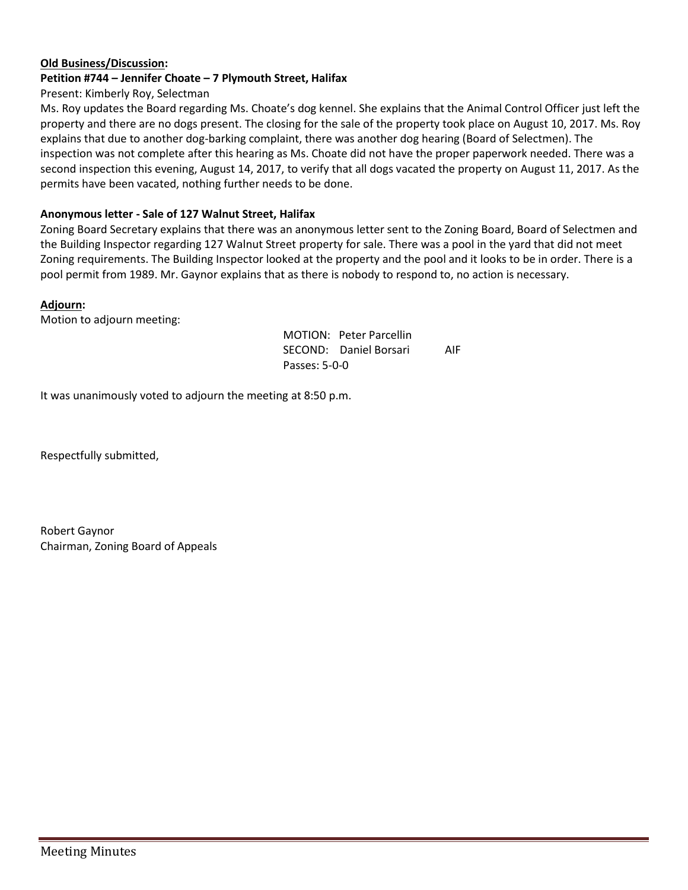**Old Business/Discussion:**

**Petition #744 – Jennifer Choate – 7 Plymouth Street, Halifax**

Present: Kimberly Roy, Selectman

Ms. Roy updates the Board regarding Ms. Choate's dog kennel. She explains that the Animal Control Officer just left the property and there are no dogs present. The closing for the sale of the property took place on August 10, 2017. Ms. Roy explains that due to another dog-barking complaint, there was another dog hearing (Board of Selectmen). The inspection was not complete after this hearing as Ms. Choate did not have the proper paperwork needed. There was a second inspection this evening, August 14, 2017, to verify that all dogs vacated the property on August 11, 2017. As the permits have been vacated, nothing further needs to be done.

**Anonymous letter - Sale of 127 Walnut Street, Halifax**

Zoning Board Secretary explains that there was an anonymous letter sent to the Zoning Board, Board of Selectmen and the Building Inspector regarding 127 Walnut Street property for sale. There was a pool in the yard that did not meet Zoning requirements. The Building Inspector looked at the property and the pool and it looks to be in order. There is a pool permit from 1989. Mr. Gaynor explains that as there is nobody to respond to, no action is necessary.

**Adjourn:**

Motion to adjourn meeting:

MOTION: Peter Parcellin
SECOND: Daniel Borsari AIF
Passes: 5-0-0

It was unanimously voted to adjourn the meeting at 8:50 p.m.

Respectfully submitted,

Robert Gaynor
Chairman, Zoning Board of Appeals